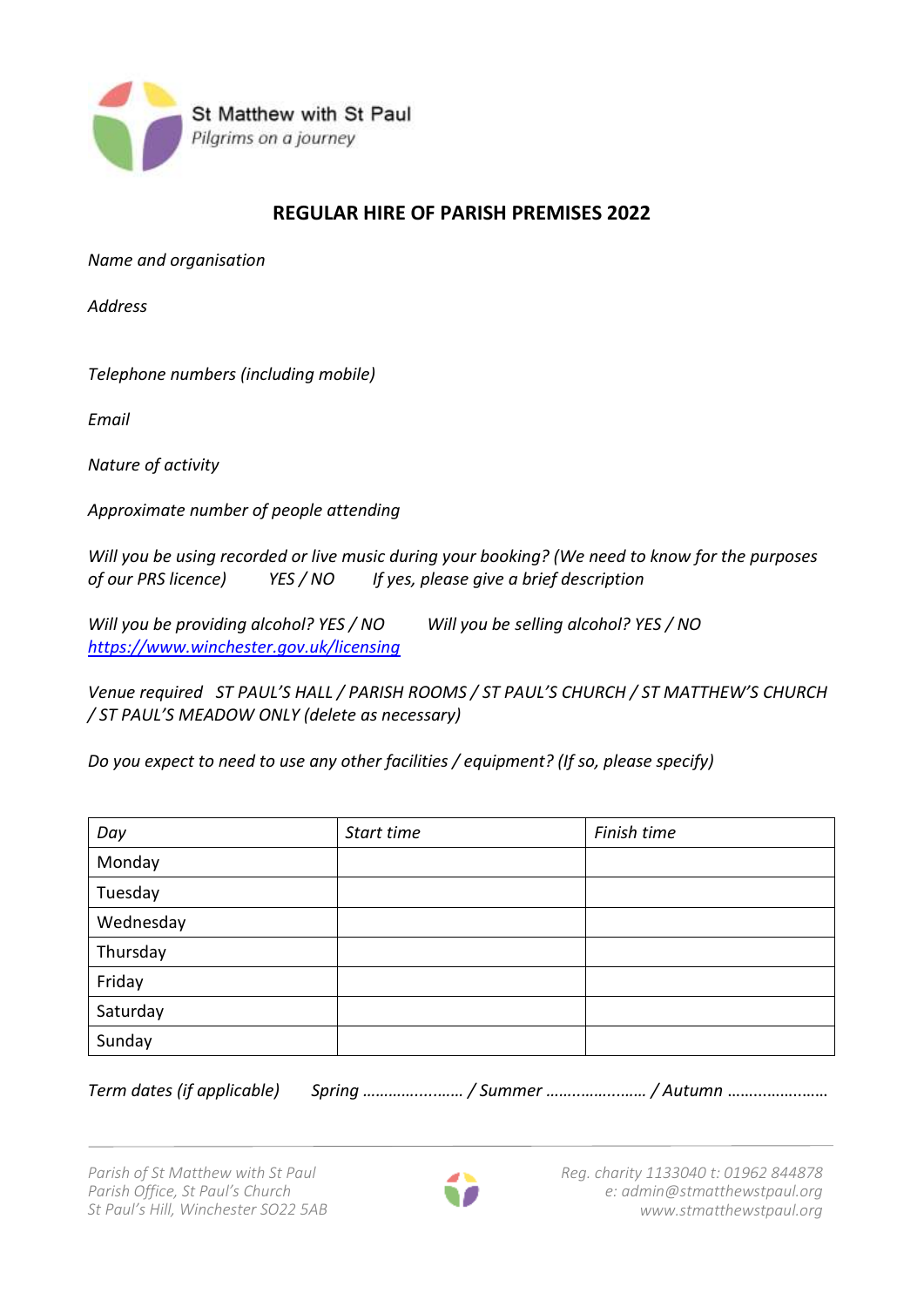St Matthew with St Paul
*Pilgrims on a journey*

## REGULAR HIRE OF PARISH PREMISES 2022

*Name and organisation*

*Address*

*Telephone numbers (including mobile)*

*Email*

*Nature of activity*

*Approximate number of people attending*

*Will you be using recorded or live music during your booking? (We need to know for the purposes of our PRS licence)      YES / NO      If yes, please give a brief description*

*Will you be providing alcohol? YES / NO      Will you be selling alcohol? YES / NO*
*https://www.winchester.gov.uk/licensing*

*Venue required   ST PAUL'S HALL / PARISH ROOMS / ST PAUL'S CHURCH / ST MATTHEW'S CHURCH / ST PAUL'S MEADOW ONLY (delete as necessary)*

*Do you expect to need to use any other facilities / equipment? (If so, please specify)*

| *Day* | *Start time* | *Finish time* |
|---|---|---|
| Monday | | |
| Tuesday | | |
| Wednesday | | |
| Thursday | | |
| Friday | | |
| Saturday | | |
| Sunday | | |

*Term dates (if applicable)      Spring …………........ / Summer …………......... / Autumn …………..........*

*Parish of St Matthew with St Paul*
*Parish Office, St Paul's Church*
*St Paul's Hill, Winchester SO22 5AB*

*Reg. charity 1133040 t: 01962 844878*
*e: admin@stmatthewstpaul.org*
*www.stmatthewstpaul.org*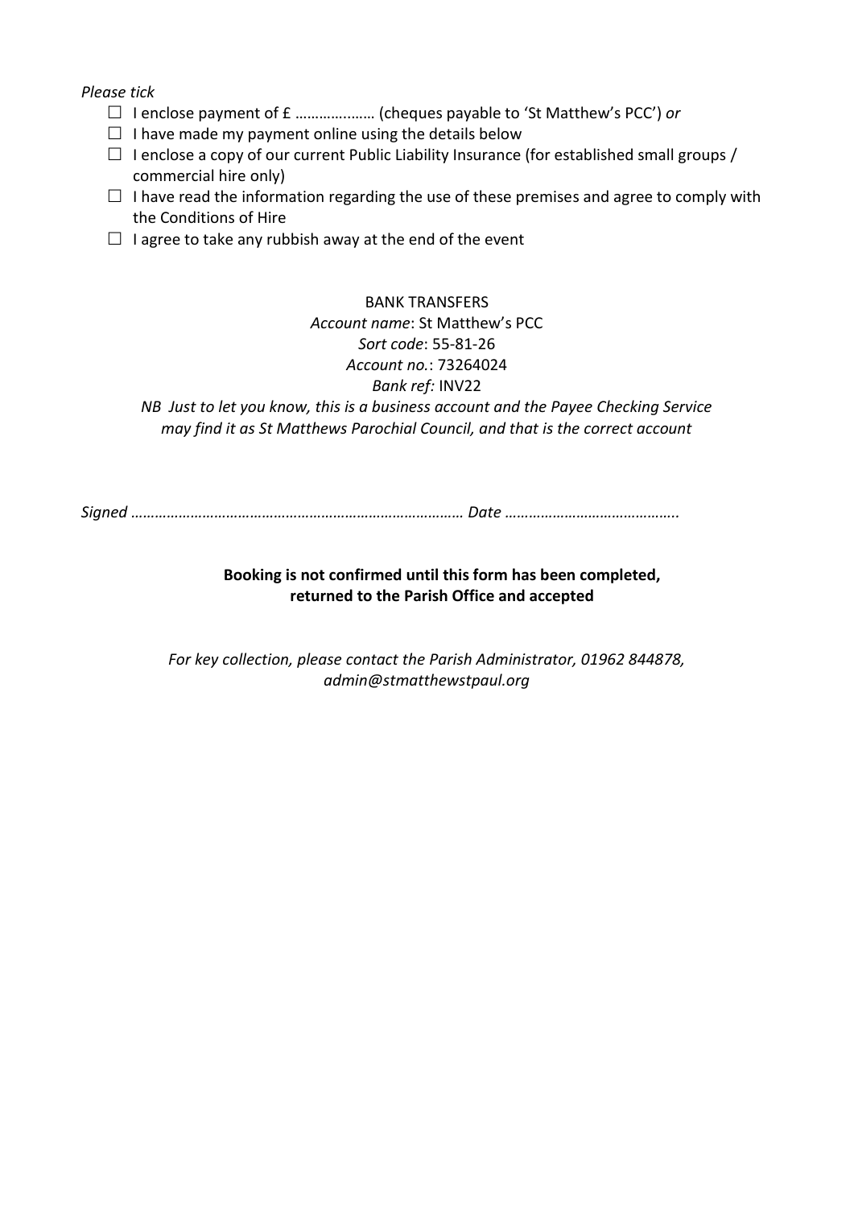*Please tick*

- ☐ I enclose payment of £ ……………..… (cheques payable to 'St Matthew's PCC') *or*
- ☐ I have made my payment online using the details below
- ☐ I enclose a copy of our current Public Liability Insurance (for established small groups / commercial hire only)
- ☐ I have read the information regarding the use of these premises and agree to comply with the Conditions of Hire
- ☐ I agree to take any rubbish away at the end of the event

BANK TRANSFERS
*Account name*: St Matthew's PCC
*Sort code*: 55-81-26
*Account no.*: 73264024
*Bank ref:* INV22

*NB Just to let you know, this is a business account and the Payee Checking Service may find it as St Matthews Parochial Council, and that is the correct account*

*Signed ………………………………………………………………………… Date ……………………………………..*

**Booking is not confirmed until this form has been completed, returned to the Parish Office and accepted**

*For key collection, please contact the Parish Administrator, 01962 844878, admin@stmatthewstpaul.org*